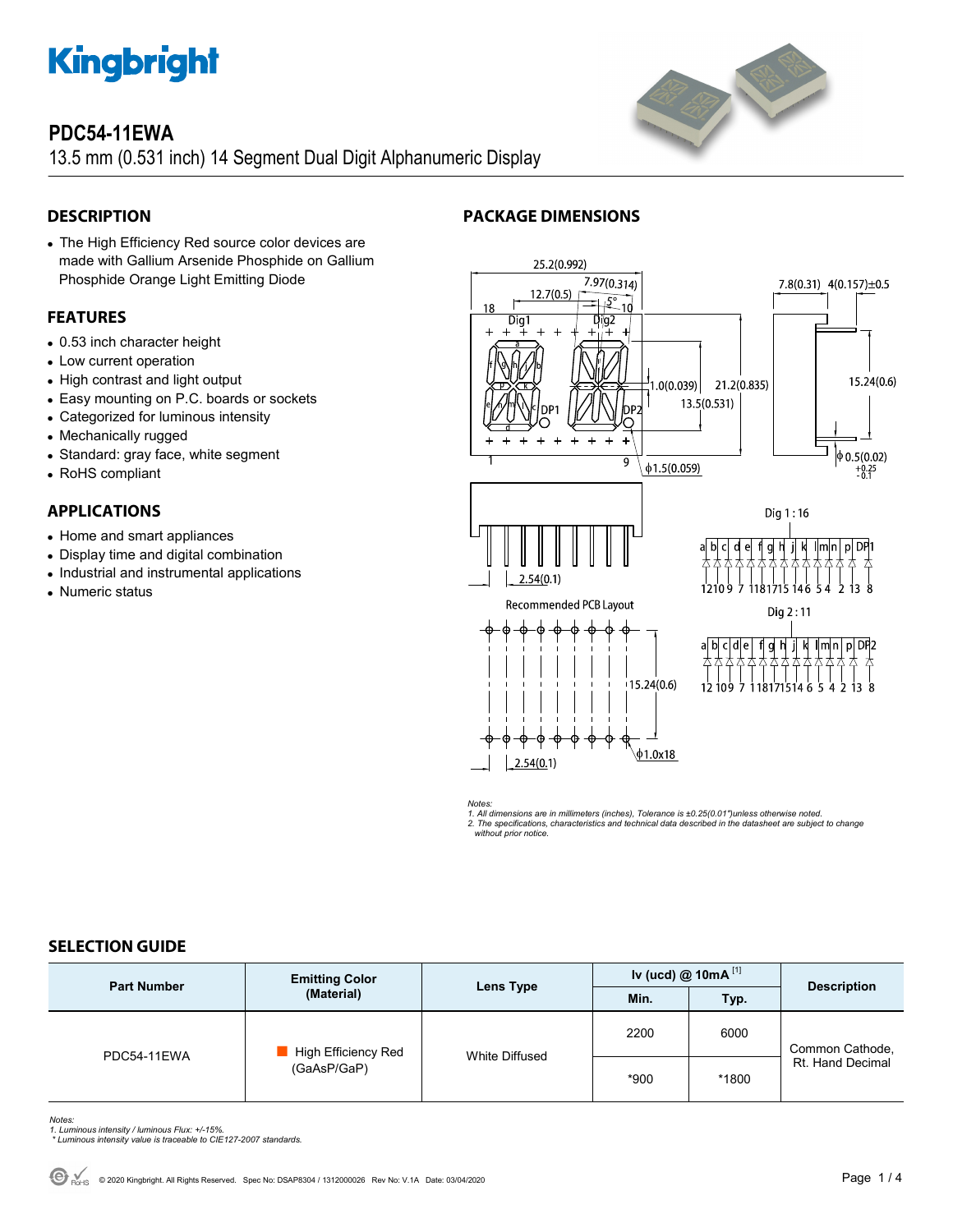# Kingbright

## PDC54-11EWA

13.5 mm (0.531 inch) 14 Segment Dual Digit Alphanumeric Display

## DESCRIPTION

- The High Efficiency Red source color devices are made with Gallium Arsenide Phosphide on Gallium Phosphide Orange Light Emitting Diode

## FEATURES

- 0.53 inch character height
- Low current operation
- High contrast and light output
- Easy mounting on P.C. boards or sockets
- Categorized for luminous intensity
- Mechanically rugged
- Standard: gray face, white segment
- RoHS compliant

## APPLICATIONS

- Home and smart appliances
- Display time and digital combination
- Industrial and instrumental applications
- Numeric status

## PACKAGE DIMENSIONS

Recommended PCB Layout

Dig 1 : 16

Dig 2 : 11

*Notes:*
*1. All dimensions are in millimeters (inches), Tolerance is ±0.25(0.01")unless otherwise noted.*
*2. The specifications, characteristics and technical data described in the datasheet are subject to change without prior notice.*

## SELECTION GUIDE

| Part Number | Emitting Color (Material) | Lens Type | Iv (ucd) @ 10mA [1] | | Description |
|---|---|---|---|---|---|
| | | | Min. | Typ. | |
| PDC54-11EWA | High Efficiency Red (GaAsP/GaP) | White Diffused | 2200 | 6000 | Common Cathode, Rt. Hand Decimal |
| | | | *900 | *1800 | |

*Notes:*
*1. Luminous intensity / luminous Flux: +/-15%.*
*\* Luminous intensity value is traceable to CIE127-2007 standards.*

© 2020 Kingbright. All Rights Reserved. Spec No: DSAP8304 / 1312000026 Rev No: V.1A Date: 03/04/2020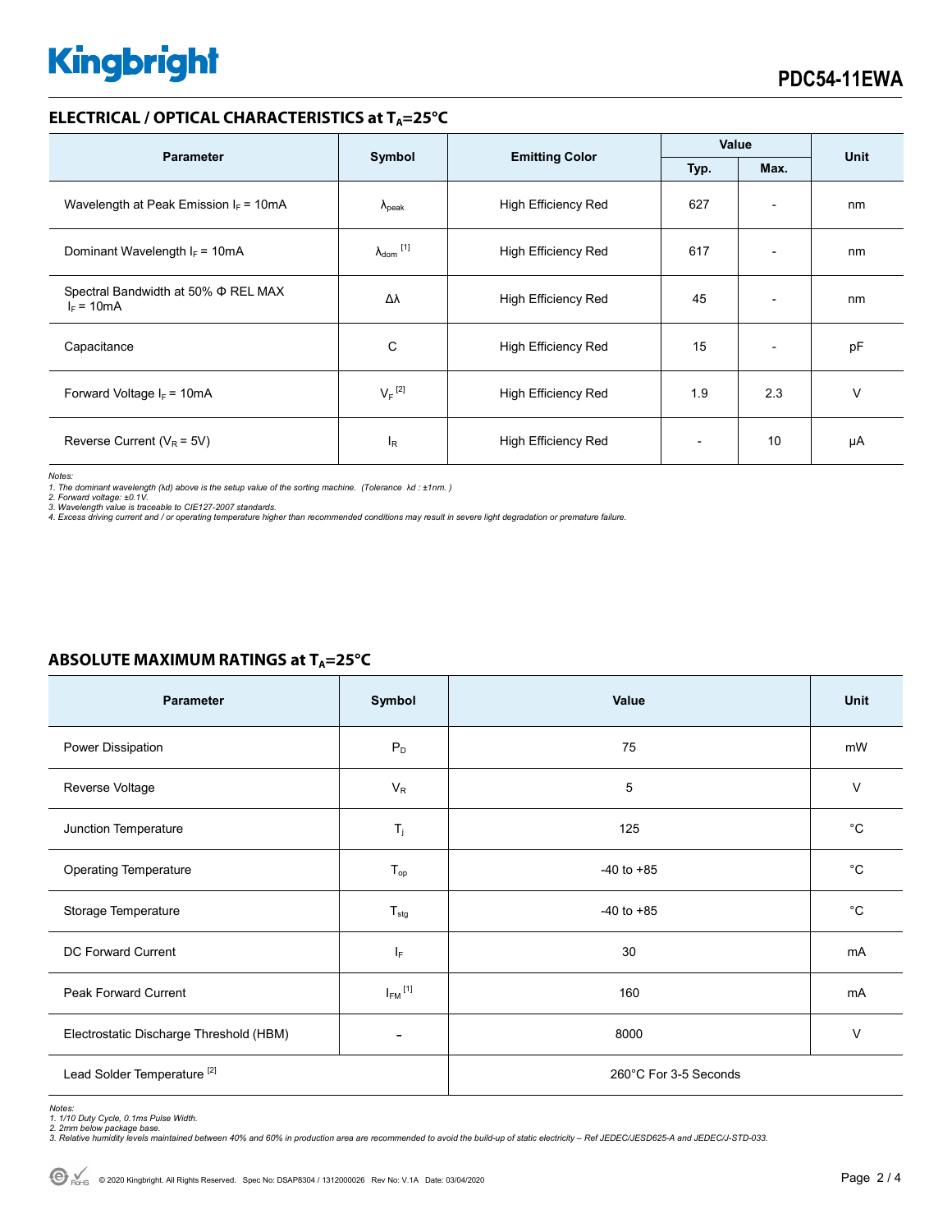## ELECTRICAL / OPTICAL CHARACTERISTICS at $T_A$=25°C

| Parameter | Symbol | Emitting Color | Value | | Unit |
|---|---|---|---|---|---|
| | | | Typ. | Max. | |
| Wavelength at Peak Emission $I_F$ = 10mA | $\lambda_{peak}$ | High Efficiency Red | 627 | - | nm |
| Dominant Wavelength $I_F$ = 10mA | $\lambda_{dom}$ [1] | High Efficiency Red | 617 | - | nm |
| Spectral Bandwidth at 50% Φ REL MAX $I_F$ = 10mA | Δλ | High Efficiency Red | 45 | - | nm |
| Capacitance | C | High Efficiency Red | 15 | - | pF |
| Forward Voltage $I_F$ = 10mA | $V_F$ [2] | High Efficiency Red | 1.9 | 2.3 | V |
| Reverse Current ($V_R$ = 5V) | $I_R$ | High Efficiency Red | - | 10 | µA |

*Notes:*
*1. The dominant wavelength (λd) above is the setup value of the sorting machine. (Tolerance λd : ±1nm. )*
*2. Forward voltage: ±0.1V.*
*3. Wavelength value is traceable to CIE127-2007 standards.*
*4. Excess driving current and / or operating temperature higher than recommended conditions may result in severe light degradation or premature failure.*

## ABSOLUTE MAXIMUM RATINGS at $T_A$=25°C

| Parameter | Symbol | Value | Unit |
|---|---|---|---|
| Power Dissipation | $P_D$ | 75 | mW |
| Reverse Voltage | $V_R$ | 5 | V |
| Junction Temperature | $T_j$ | 125 | °C |
| Operating Temperature | $T_{op}$ | -40 to +85 | °C |
| Storage Temperature | $T_{stg}$ | -40 to +85 | °C |
| DC Forward Current | $I_F$ | 30 | mA |
| Peak Forward Current | $I_{FM}$ [1] | 160 | mA |
| Electrostatic Discharge Threshold (HBM) | - | 8000 | V |
| Lead Solder Temperature [2] | | 260°C For 3-5 Seconds | |

*Notes:*
*1. 1/10 Duty Cycle, 0.1ms Pulse Width.*
*2. 2mm below package base.*
*3. Relative humidity levels maintained between 40% and 60% in production area are recommended to avoid the build-up of static electricity – Ref JEDEC/JESD625-A and JEDEC/J-STD-033.*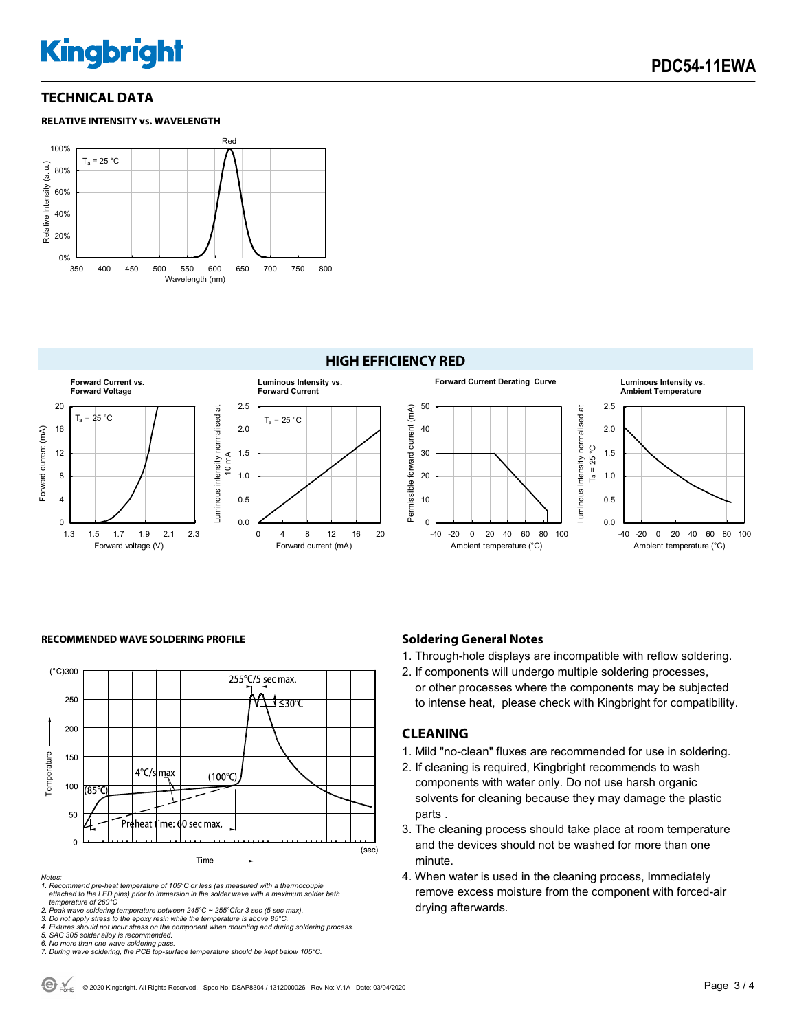## TECHNICAL DATA

### RELATIVE INTENSITY vs. WAVELENGTH

## HIGH EFFICIENCY RED

### RECOMMENDED WAVE SOLDERING PROFILE

*Notes:*

1. *Recommend pre-heat temperature of 105°C or less (as measured with a thermocouple attached to the LED pins) prior to immersion in the solder wave with a maximum solder bath temperature of 260°C*
2. *Peak wave soldering temperature between 245°C ~ 255°Cfor 3 sec (5 sec max).*
3. *Do not apply stress to the epoxy resin while the temperature is above 85°C.*
4. *Fixtures should not incur stress on the component when mounting and during soldering process.*
5. *SAC 305 solder alloy is recommended.*
6. *No more than one wave soldering pass.*
7. *During wave soldering, the PCB top-surface temperature should be kept below 105°C.*

### Soldering General Notes

1. Through-hole displays are incompatible with reflow soldering.
2. If components will undergo multiple soldering processes, or other processes where the components may be subjected to intense heat, please check with Kingbright for compatibility.

## CLEANING

1. Mild "no-clean" fluxes are recommended for use in soldering.
2. If cleaning is required, Kingbright recommends to wash components with water only. Do not use harsh organic solvents for cleaning because they may damage the plastic parts .
3. The cleaning process should take place at room temperature and the devices should not be washed for more than one minute.
4. When water is used in the cleaning process, Immediately remove excess moisture from the component with forced-air drying afterwards.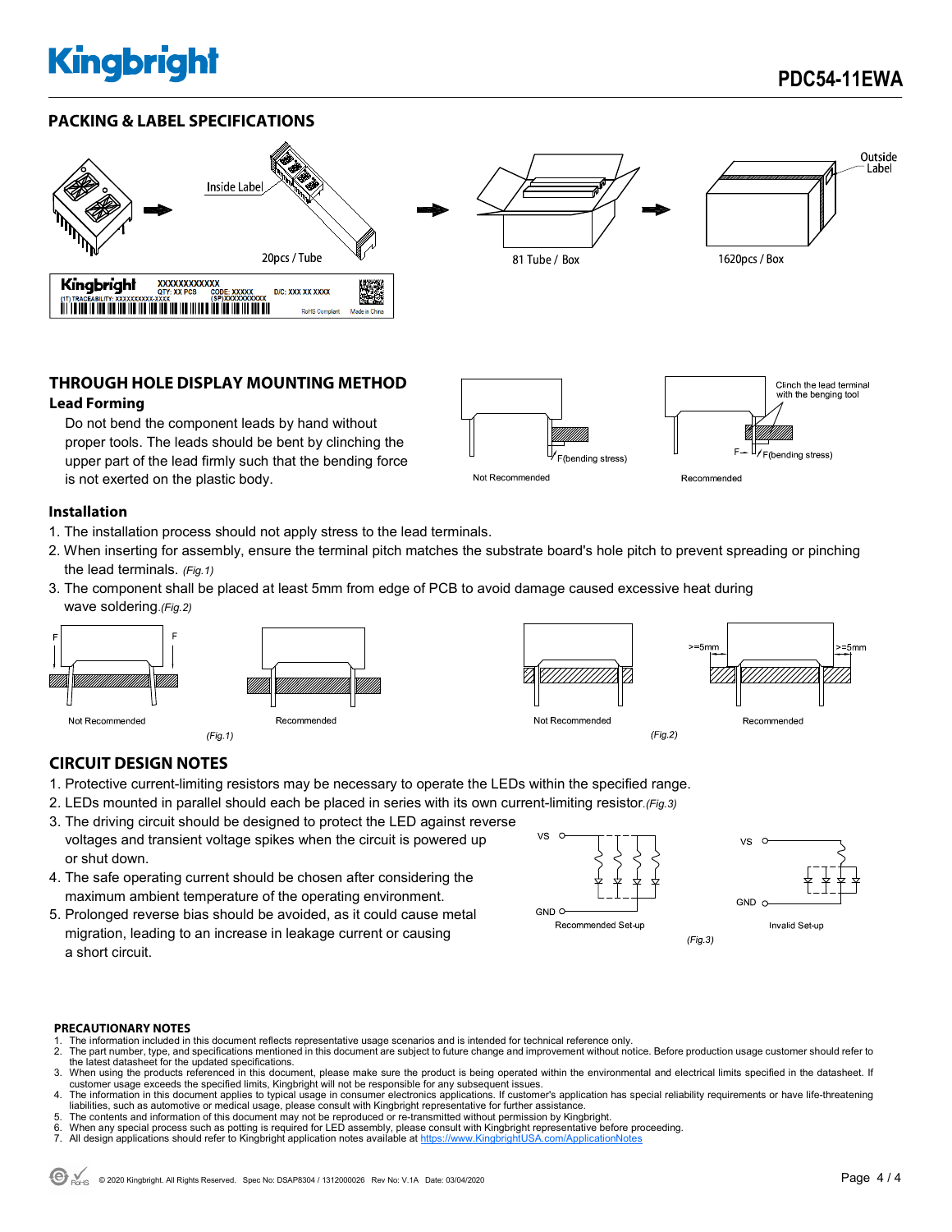## PACKING & LABEL SPECIFICATIONS

Inside Label

20pcs / Tube

81 Tube / Box

1620pcs / Box

Outside Label

## THROUGH HOLE DISPLAY MOUNTING METHOD

### Lead Forming

Do not bend the component leads by hand without proper tools. The leads should be bent by clinching the upper part of the lead firmly such that the bending force is not exerted on the plastic body.

F(bending stress)

Not Recommended

Clinch the lead terminal with the benging tool

F(bending stress)

Recommended

### Installation

1. The installation process should not apply stress to the lead terminals.
2. When inserting for assembly, ensure the terminal pitch matches the substrate board's hole pitch to prevent spreading or pinching the lead terminals. *(Fig.1)*
3. The component shall be placed at least 5mm from edge of PCB to avoid damage caused excessive heat during wave soldering.*(Fig.2)*

Not Recommended

Recommended

*(Fig.1)*

Not Recommended

>=5mm

>=5mm

Recommended

*(Fig.2)*

## CIRCUIT DESIGN NOTES

1. Protective current-limiting resistors may be necessary to operate the LEDs within the specified range.
2. LEDs mounted in parallel should each be placed in series with its own current-limiting resistor.*(Fig.3)*
3. The driving circuit should be designed to protect the LED against reverse voltages and transient voltage spikes when the circuit is powered up or shut down.
4. The safe operating current should be chosen after considering the maximum ambient temperature of the operating environment.
5. Prolonged reverse bias should be avoided, as it could cause metal migration, leading to an increase in leakage current or causing a short circuit.

VS

GND

Recommended Set-up

VS

GND

Invalid Set-up

*(Fig.3)*

### PRECAUTIONARY NOTES

1. The information included in this document reflects representative usage scenarios and is intended for technical reference only.
2. The part number, type, and specifications mentioned in this document are subject to future change and improvement without notice. Before production usage customer should refer to the latest datasheet for the updated specifications.
3. When using the products referenced in this document, please make sure the product is being operated within the environmental and electrical limits specified in the datasheet. If customer usage exceeds the specified limits, Kingbright will not be responsible for any subsequent issues.
4. The information in this document applies to typical usage in consumer electronics applications. If customer's application has special reliability requirements or have life-threatening liabilities, such as automotive or medical usage, please consult with Kingbright representative for further assistance.
5. The contents and information of this document may not be reproduced or re-transmitted without permission by Kingbright.
6. When any special process such as potting is required for LED assembly, please consult with Kingbright representative before proceeding.
7. All design applications should refer to Kingbright application notes available at https://www.KingbrightUSA.com/ApplicationNotes

© 2020 Kingbright. All Rights Reserved. Spec No: DSAP8304 / 1312000026 Rev No: V.1A Date: 03/04/2020